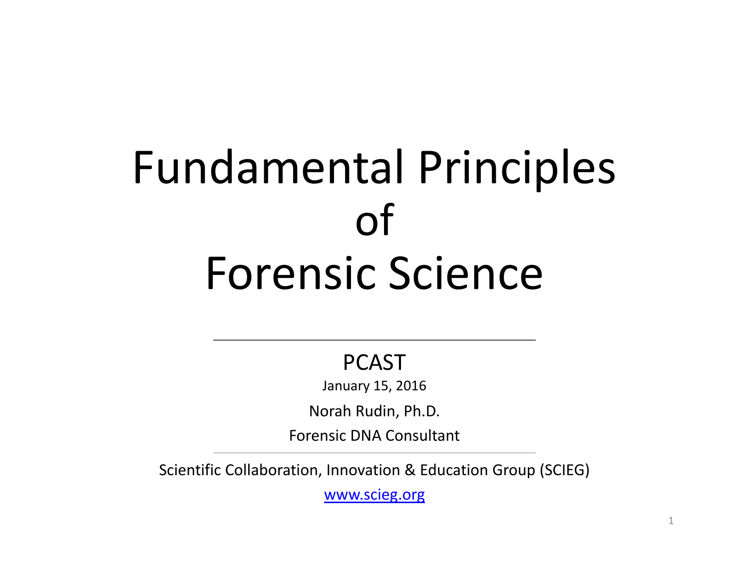# Fundamental Principles of Forensic Science

PCAST

January 15, 2016

Norah Rudin, Ph.D.

Forensic DNA Consultant

Scientific Collaboration, Innovation & Education Group (SCIEG)

www.scieg.org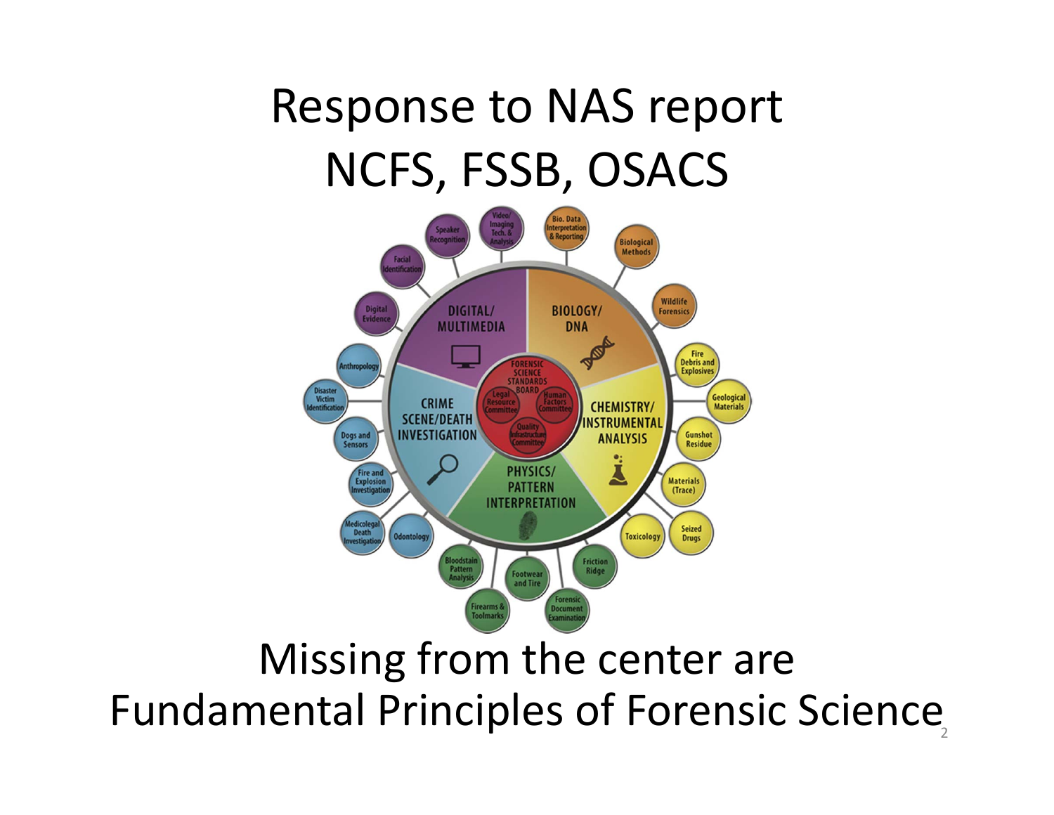# Response to NAS report
# NCFS, FSSB, OSACS

FORENSIC SCIENCE STANDARDS BOARD

Legal Resource Committee

Human Factors Committee

Quality Infrastructure Committee

DIGITAL/ MULTIMEDIA

- Digital Evidence
- Facial Identification
- Speaker Recognition
- Video/ Imaging Tech. & Analysis

BIOLOGY/ DNA

- Bio. Data Interpretation & Reporting
- Biological Methods
- Wildlife Forensics

CHEMISTRY/ INSTRUMENTAL ANALYSIS

- Fire Debris and Explosives
- Geological Materials
- Gunshot Residue
- Materials (Trace)
- Seized Drugs
- Toxicology

PHYSICS/ PATTERN INTERPRETATION

- Friction Ridge
- Forensic Document Examination
- Footwear and Tire
- Firearms & Toolmarks
- Bloodstain Pattern Analysis

CRIME SCENE/DEATH INVESTIGATION

- Odontology
- Medicolegal Death Investigation
- Fire and Explosion Investigation
- Dogs and Sensors
- Disaster Victim Identification
- Anthropology

Missing from the center are Fundamental Principles of Forensic Science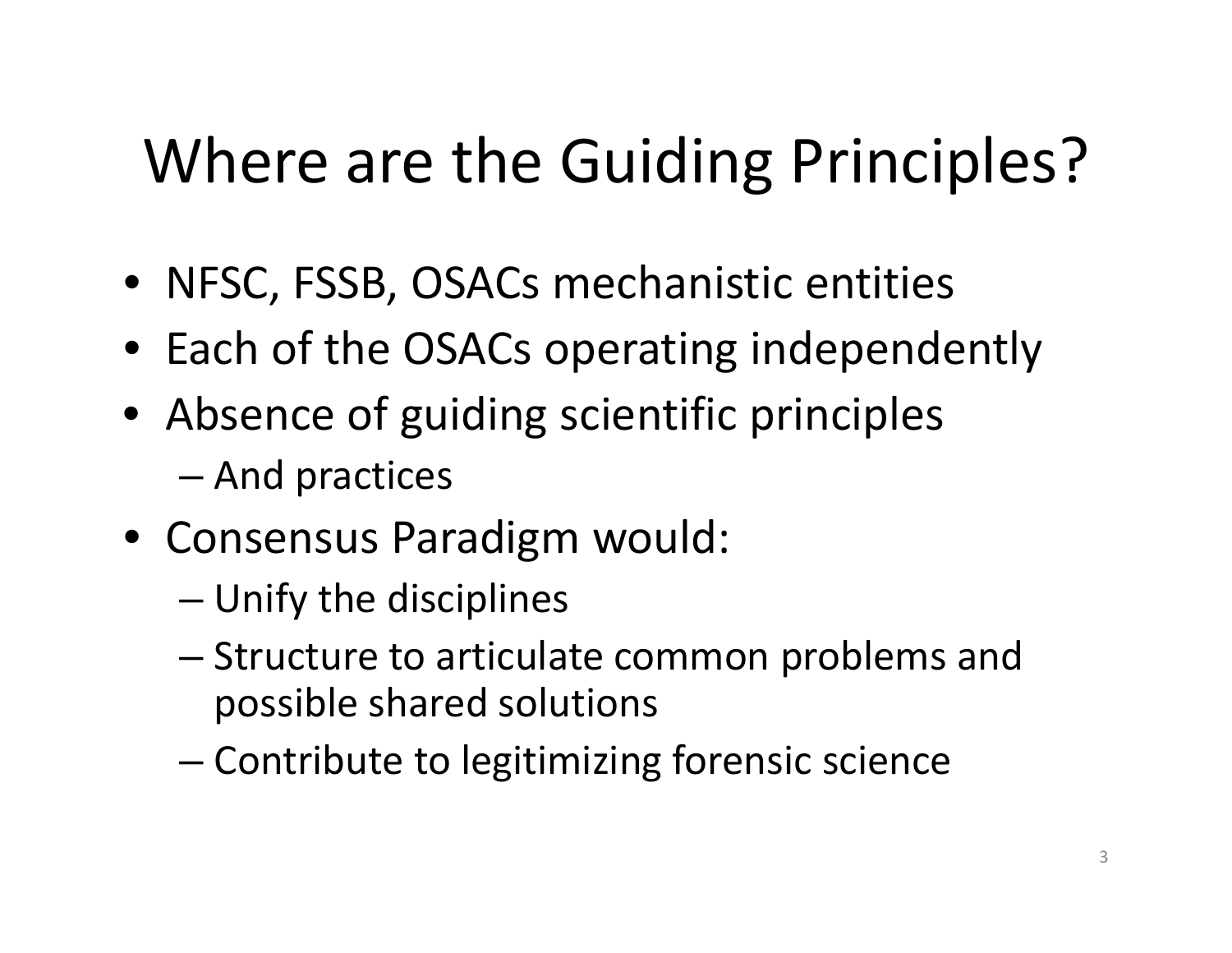# Where are the Guiding Principles?

- NFSC, FSSB, OSACs mechanistic entities
- Each of the OSACs operating independently
- Absence of guiding scientific principles
  - And practices
- Consensus Paradigm would:
  - Unify the disciplines
  - Structure to articulate common problems and possible shared solutions
  - Contribute to legitimizing forensic science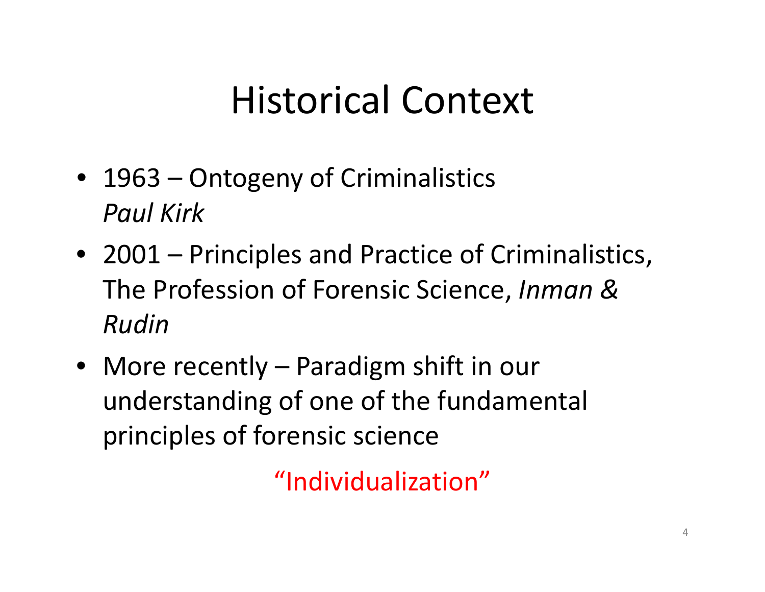# Historical Context

- 1963 – Ontogeny of Criminalistics
  *Paul Kirk*
- 2001 – Principles and Practice of Criminalistics, The Profession of Forensic Science, *Inman & Rudin*
- More recently – Paradigm shift in our understanding of one of the fundamental principles of forensic science

"Individualization"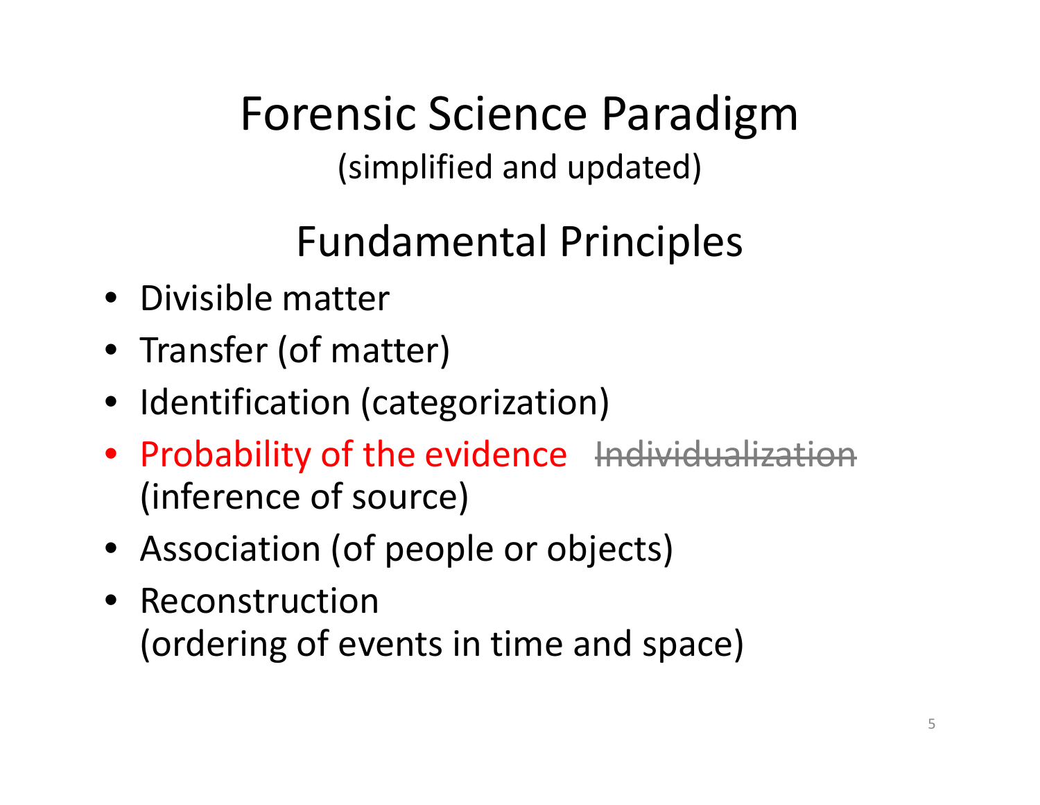# Forensic Science Paradigm

(simplified and updated)

## Fundamental Principles

- Divisible matter
- Transfer (of matter)
- Identification (categorization)
- Probability of the evidence ~~Individualization~~ (inference of source)
- Association (of people or objects)
- Reconstruction (ordering of events in time and space)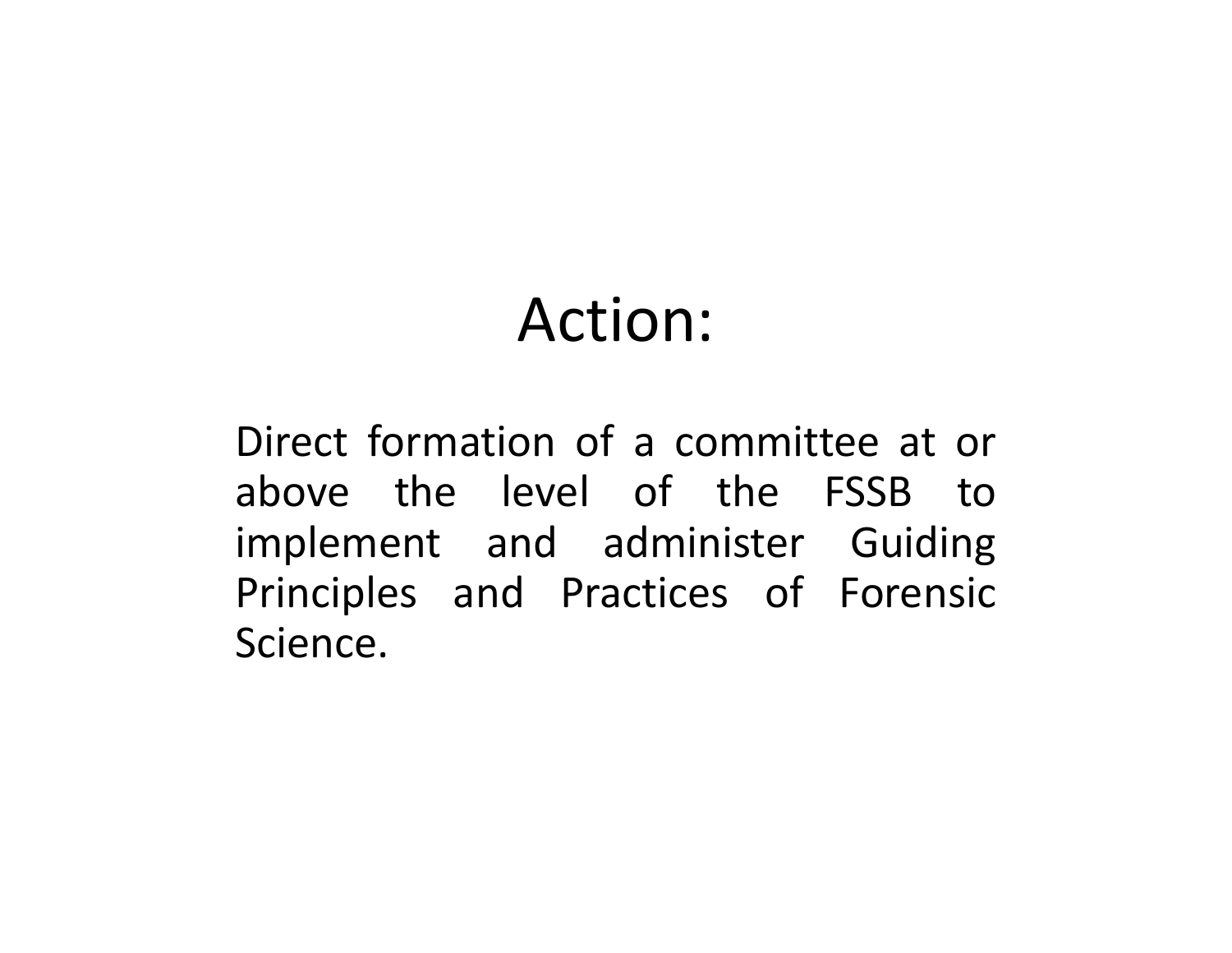# Action:

Direct formation of a committee at or above the level of the FSSB to implement and administer Guiding Principles and Practices of Forensic Science.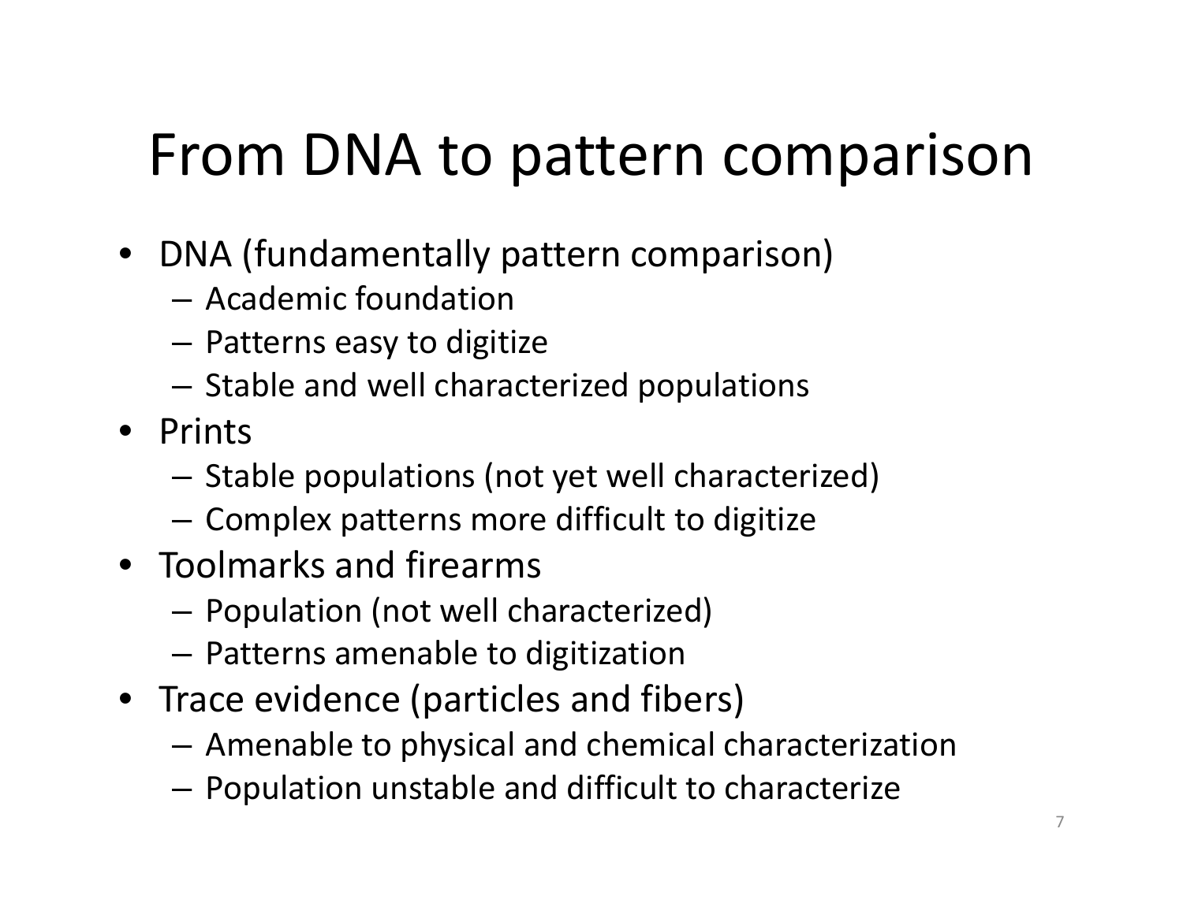# From DNA to pattern comparison

- DNA (fundamentally pattern comparison)
  - Academic foundation
  - Patterns easy to digitize
  - Stable and well characterized populations
- Prints
  - Stable populations (not yet well characterized)
  - Complex patterns more difficult to digitize
- Toolmarks and firearms
  - Population (not well characterized)
  - Patterns amenable to digitization
- Trace evidence (particles and fibers)
  - Amenable to physical and chemical characterization
  - Population unstable and difficult to characterize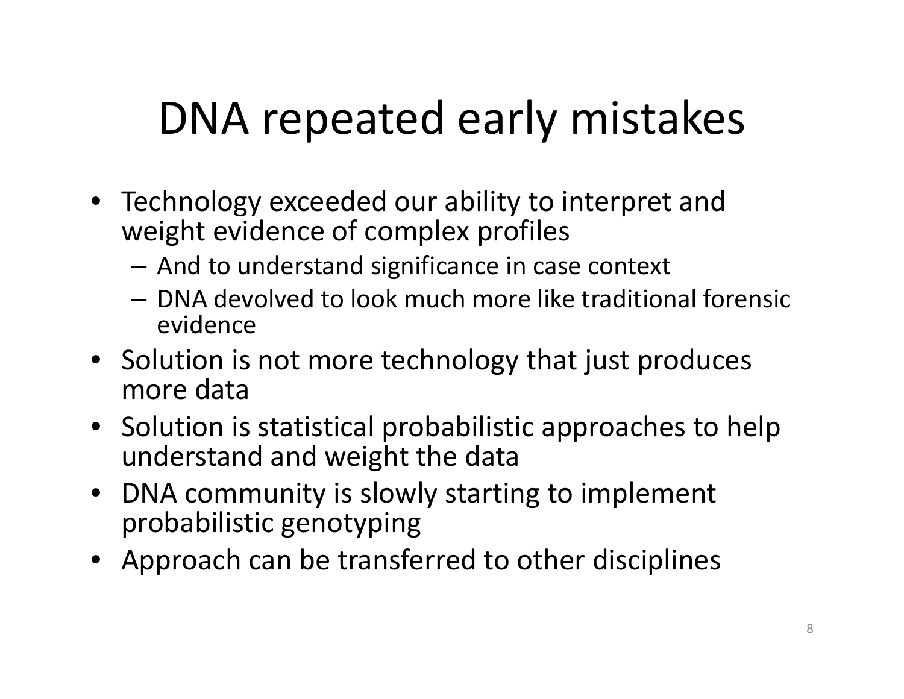# DNA repeated early mistakes

- Technology exceeded our ability to interpret and weight evidence of complex profiles
  - And to understand significance in case context
  - DNA devolved to look much more like traditional forensic evidence
- Solution is not more technology that just produces more data
- Solution is statistical probabilistic approaches to help understand and weight the data
- DNA community is slowly starting to implement probabilistic genotyping
- Approach can be transferred to other disciplines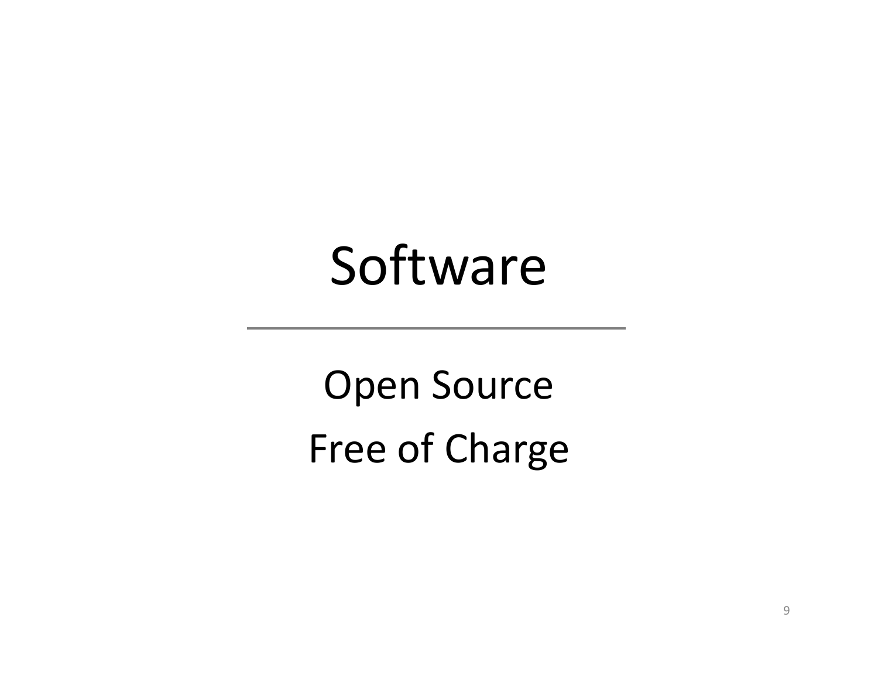# Software

---

Open Source

Free of Charge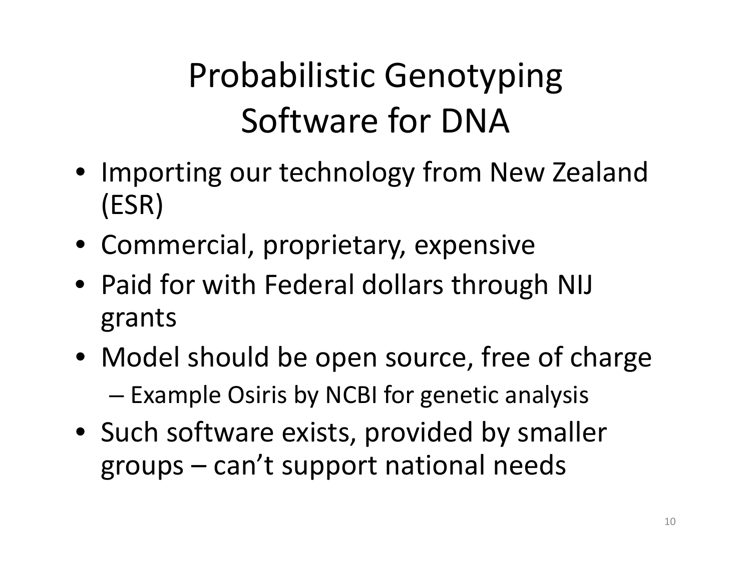# Probabilistic Genotyping Software for DNA

- Importing our technology from New Zealand (ESR)
- Commercial, proprietary, expensive
- Paid for with Federal dollars through NIJ grants
- Model should be open source, free of charge
  - Example Osiris by NCBI for genetic analysis
- Such software exists, provided by smaller groups – can't support national needs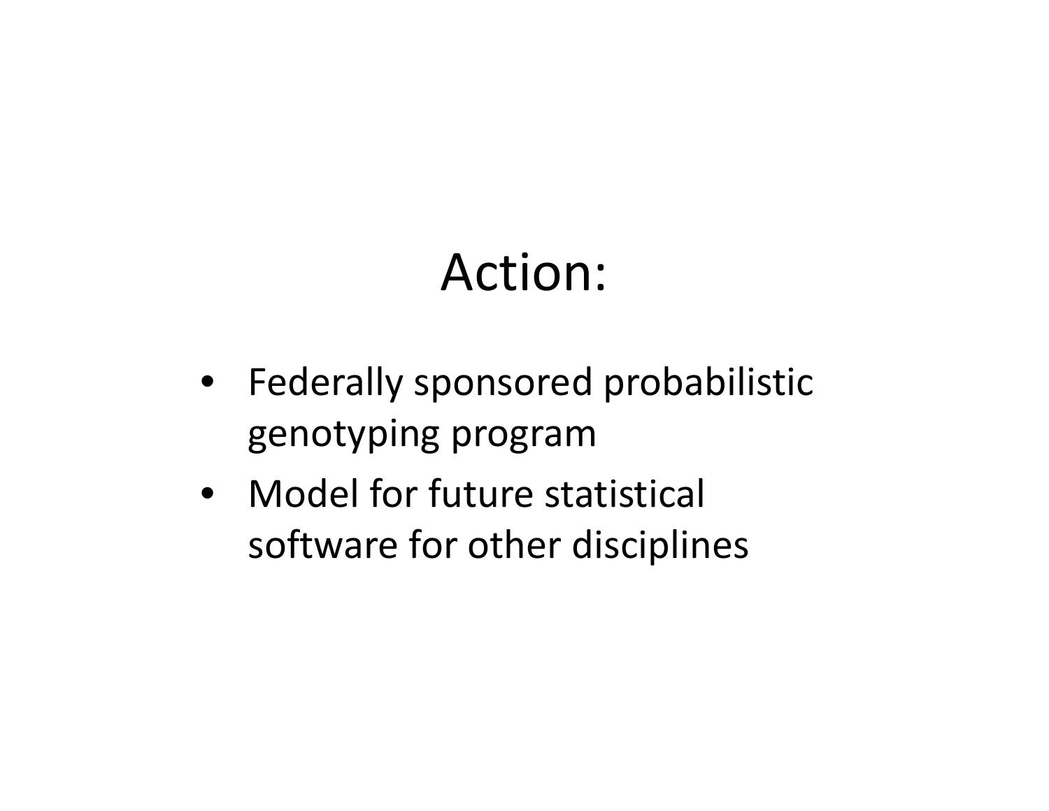# Action:

- Federally sponsored probabilistic genotyping program
- Model for future statistical software for other disciplines